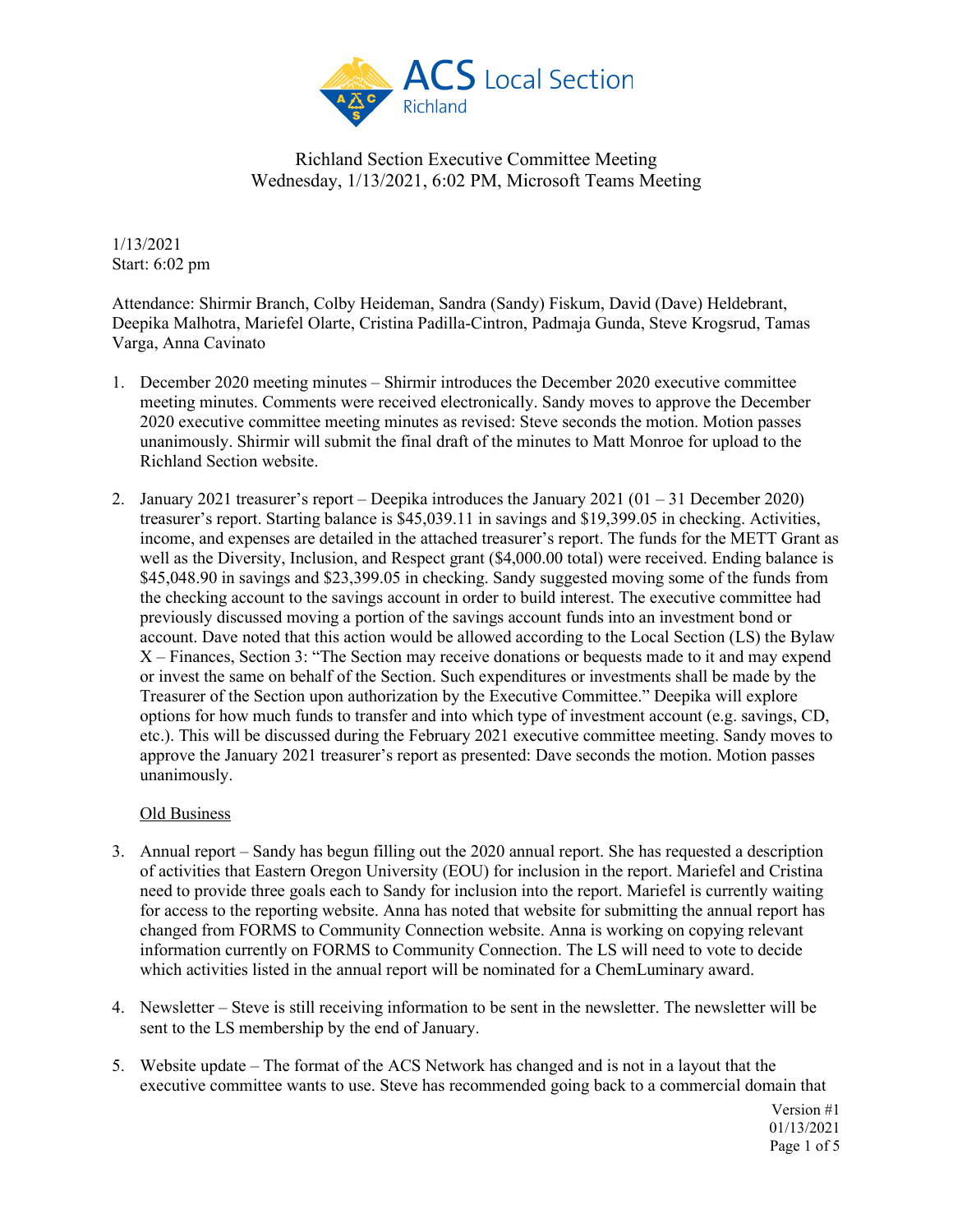# Richland Section Executive Committee Meeting
Wednesday, 1/13/2021, 6:02 PM, Microsoft Teams Meeting

1/13/2021
Start: 6:02 pm

Attendance: Shirmir Branch, Colby Heideman, Sandra (Sandy) Fiskum, David (Dave) Heldebrant, Deepika Malhotra, Mariefel Olarte, Cristina Padilla-Cintron, Padmaja Gunda, Steve Krogsrud, Tamas Varga, Anna Cavinato

1. December 2020 meeting minutes – Shirmir introduces the December 2020 executive committee meeting minutes. Comments were received electronically. Sandy moves to approve the December 2020 executive committee meeting minutes as revised: Steve seconds the motion. Motion passes unanimously. Shirmir will submit the final draft of the minutes to Matt Monroe for upload to the Richland Section website.

2. January 2021 treasurer's report – Deepika introduces the January 2021 (01 – 31 December 2020) treasurer's report. Starting balance is $45,039.11 in savings and $19,399.05 in checking. Activities, income, and expenses are detailed in the attached treasurer's report. The funds for the METT Grant as well as the Diversity, Inclusion, and Respect grant ($4,000.00 total) were received. Ending balance is $45,048.90 in savings and $23,399.05 in checking. Sandy suggested moving some of the funds from the checking account to the savings account in order to build interest. The executive committee had previously discussed moving a portion of the savings account funds into an investment bond or account. Dave noted that this action would be allowed according to the Local Section (LS) the Bylaw X – Finances, Section 3: "The Section may receive donations or bequests made to it and may expend or invest the same on behalf of the Section. Such expenditures or investments shall be made by the Treasurer of the Section upon authorization by the Executive Committee." Deepika will explore options for how much funds to transfer and into which type of investment account (e.g. savings, CD, etc.). This will be discussed during the February 2021 executive committee meeting. Sandy moves to approve the January 2021 treasurer's report as presented: Dave seconds the motion. Motion passes unanimously.

   Old Business

3. Annual report – Sandy has begun filling out the 2020 annual report. She has requested a description of activities that Eastern Oregon University (EOU) for inclusion in the report. Mariefel and Cristina need to provide three goals each to Sandy for inclusion into the report. Mariefel is currently waiting for access to the reporting website. Anna has noted that website for submitting the annual report has changed from FORMS to Community Connection website. Anna is working on copying relevant information currently on FORMS to Community Connection. The LS will need to vote to decide which activities listed in the annual report will be nominated for a ChemLuminary award.

4. Newsletter – Steve is still receiving information to be sent in the newsletter. The newsletter will be sent to the LS membership by the end of January.

5. Website update – The format of the ACS Network has changed and is not in a layout that the executive committee wants to use. Steve has recommended going back to a commercial domain that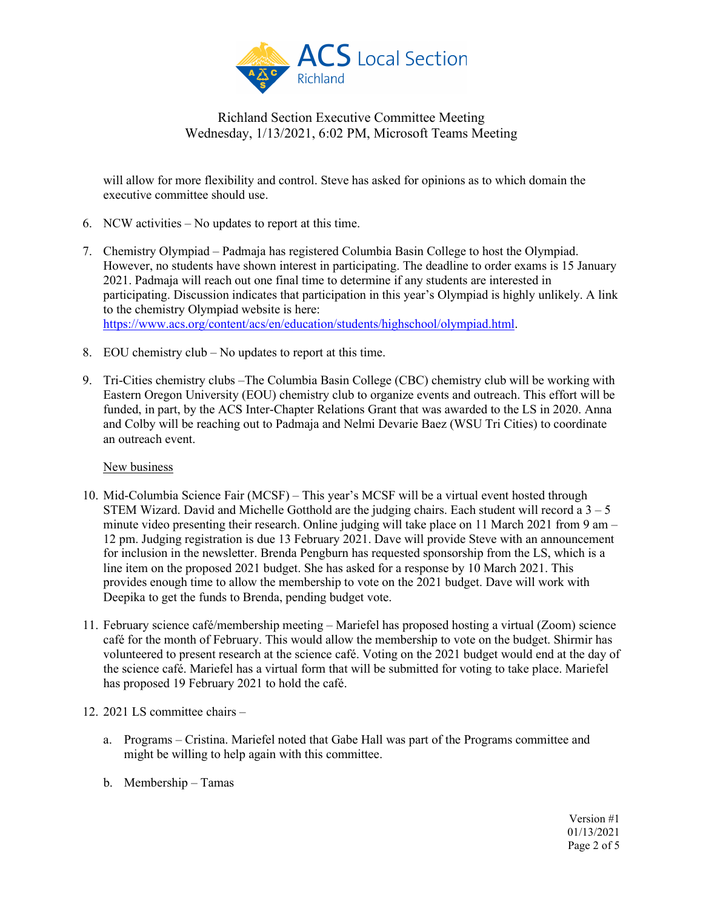will allow for more flexibility and control. Steve has asked for opinions as to which domain the executive committee should use.

6. NCW activities – No updates to report at this time.

7. Chemistry Olympiad – Padmaja has registered Columbia Basin College to host the Olympiad. However, no students have shown interest in participating. The deadline to order exams is 15 January 2021. Padmaja will reach out one final time to determine if any students are interested in participating. Discussion indicates that participation in this year's Olympiad is highly unlikely. A link to the chemistry Olympiad website is here: https://www.acs.org/content/acs/en/education/students/highschool/olympiad.html.

8. EOU chemistry club – No updates to report at this time.

9. Tri-Cities chemistry clubs –The Columbia Basin College (CBC) chemistry club will be working with Eastern Oregon University (EOU) chemistry club to organize events and outreach. This effort will be funded, in part, by the ACS Inter-Chapter Relations Grant that was awarded to the LS in 2020. Anna and Colby will be reaching out to Padmaja and Nelmi Devarie Baez (WSU Tri Cities) to coordinate an outreach event.

New business

10. Mid-Columbia Science Fair (MCSF) – This year's MCSF will be a virtual event hosted through STEM Wizard. David and Michelle Gotthold are the judging chairs. Each student will record a 3 – 5 minute video presenting their research. Online judging will take place on 11 March 2021 from 9 am – 12 pm. Judging registration is due 13 February 2021. Dave will provide Steve with an announcement for inclusion in the newsletter. Brenda Pengburn has requested sponsorship from the LS, which is a line item on the proposed 2021 budget. She has asked for a response by 10 March 2021. This provides enough time to allow the membership to vote on the 2021 budget. Dave will work with Deepika to get the funds to Brenda, pending budget vote.

11. February science café/membership meeting – Mariefel has proposed hosting a virtual (Zoom) science café for the month of February. This would allow the membership to vote on the budget. Shirmir has volunteered to present research at the science café. Voting on the 2021 budget would end at the day of the science café. Mariefel has a virtual form that will be submitted for voting to take place. Mariefel has proposed 19 February 2021 to hold the café.

12. 2021 LS committee chairs –

    a. Programs – Cristina. Mariefel noted that Gabe Hall was part of the Programs committee and might be willing to help again with this committee.

    b. Membership – Tamas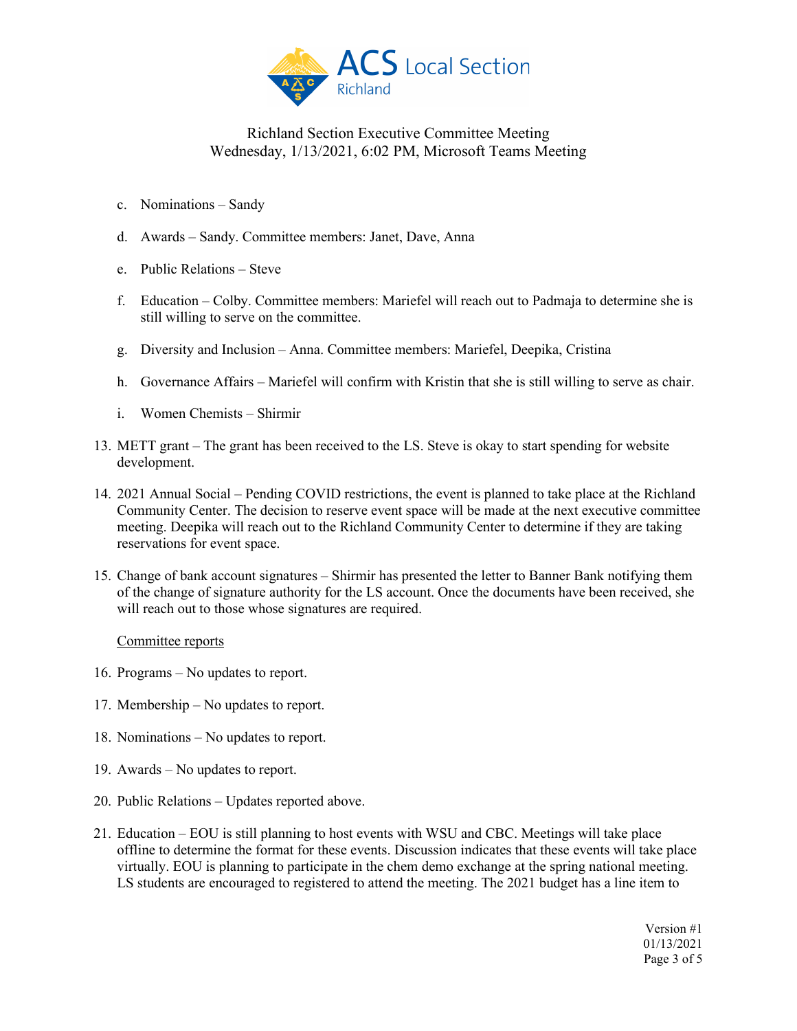c. Nominations – Sandy

d. Awards – Sandy. Committee members: Janet, Dave, Anna

e. Public Relations – Steve

f. Education – Colby. Committee members: Mariefel will reach out to Padmaja to determine she is still willing to serve on the committee.

g. Diversity and Inclusion – Anna. Committee members: Mariefel, Deepika, Cristina

h. Governance Affairs – Mariefel will confirm with Kristin that she is still willing to serve as chair.

i. Women Chemists – Shirmir

13. METT grant – The grant has been received to the LS. Steve is okay to start spending for website development.

14. 2021 Annual Social – Pending COVID restrictions, the event is planned to take place at the Richland Community Center. The decision to reserve event space will be made at the next executive committee meeting. Deepika will reach out to the Richland Community Center to determine if they are taking reservations for event space.

15. Change of bank account signatures – Shirmir has presented the letter to Banner Bank notifying them of the change of signature authority for the LS account. Once the documents have been received, she will reach out to those whose signatures are required.

<u>Committee reports</u>

16. Programs – No updates to report.

17. Membership – No updates to report.

18. Nominations – No updates to report.

19. Awards – No updates to report.

20. Public Relations – Updates reported above.

21. Education – EOU is still planning to host events with WSU and CBC. Meetings will take place offline to determine the format for these events. Discussion indicates that these events will take place virtually. EOU is planning to participate in the chem demo exchange at the spring national meeting. LS students are encouraged to registered to attend the meeting. The 2021 budget has a line item to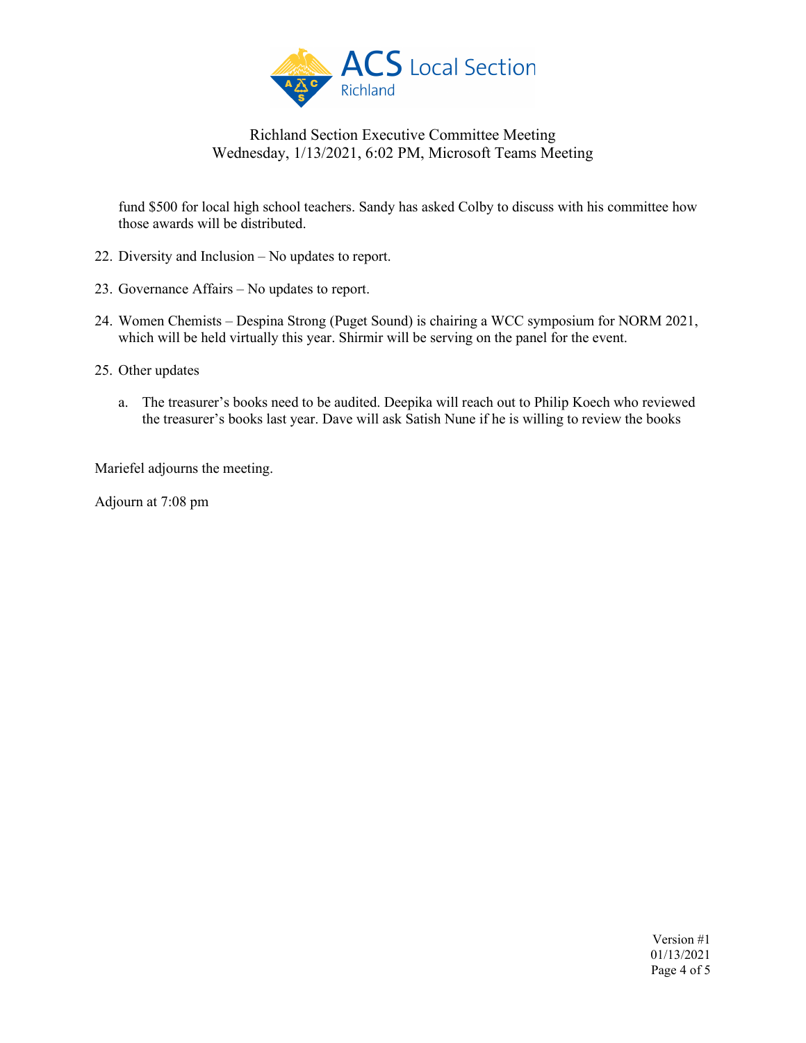fund $500 for local high school teachers. Sandy has asked Colby to discuss with his committee how those awards will be distributed.

22. Diversity and Inclusion – No updates to report.

23. Governance Affairs – No updates to report.

24. Women Chemists – Despina Strong (Puget Sound) is chairing a WCC symposium for NORM 2021, which will be held virtually this year. Shirmir will be serving on the panel for the event.

25. Other updates

    a. The treasurer's books need to be audited. Deepika will reach out to Philip Koech who reviewed the treasurer's books last year. Dave will ask Satish Nune if he is willing to review the books

Mariefel adjourns the meeting.

Adjourn at 7:08 pm

Version #1
01/13/2021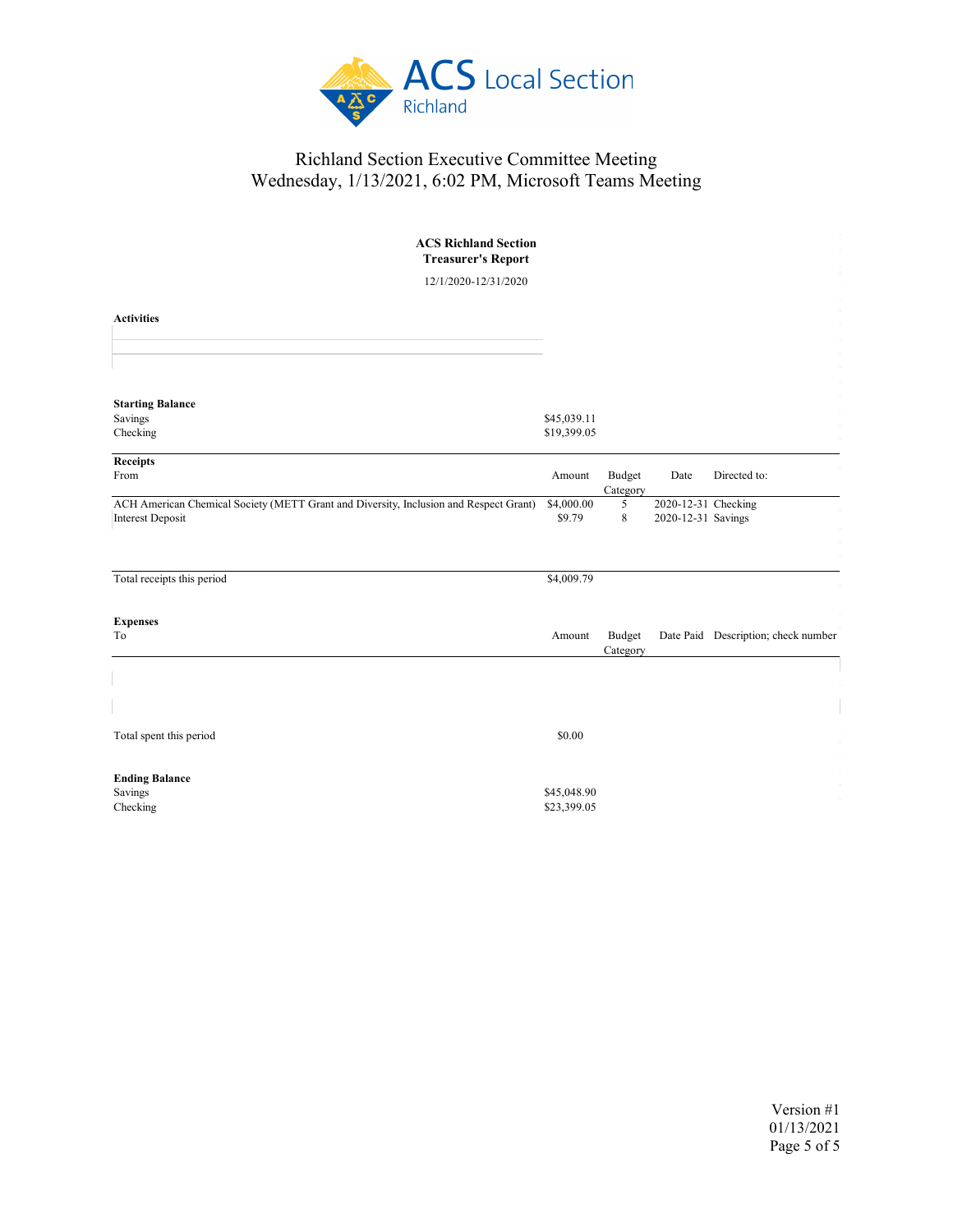# Richland Section Executive Committee Meeting

Wednesday, 1/13/2021, 6:02 PM, Microsoft Teams Meeting

**ACS Richland Section**
**Treasurer's Report**

12/1/2020-12/31/2020

**Activities**

**Starting Balance**

| | |
|---|---|
| Savings | $45,039.11 |
| Checking | $19,399.05 |

**Receipts**

| From | Amount | Budget Category | Date | Directed to: |
|---|---|---|---|---|
| ACH American Chemical Society (METT Grant and Diversity, Inclusion and Respect Grant) | $4,000.00 | 5 | 2020-12-31 | Checking |
| Interest Deposit | $9.79 | 8 | 2020-12-31 | Savings |

| | |
|---|---|
| Total receipts this period | $4,009.79 |

**Expenses**

| To | Amount | Budget Category | Date Paid | Description; check number |
|---|---|---|---|---|

| | |
|---|---|
| Total spent this period | $0.00 |

**Ending Balance**

| | |
|---|---|
| Savings | $45,048.90 |
| Checking | $23,399.05 |

Version #1
01/13/2021